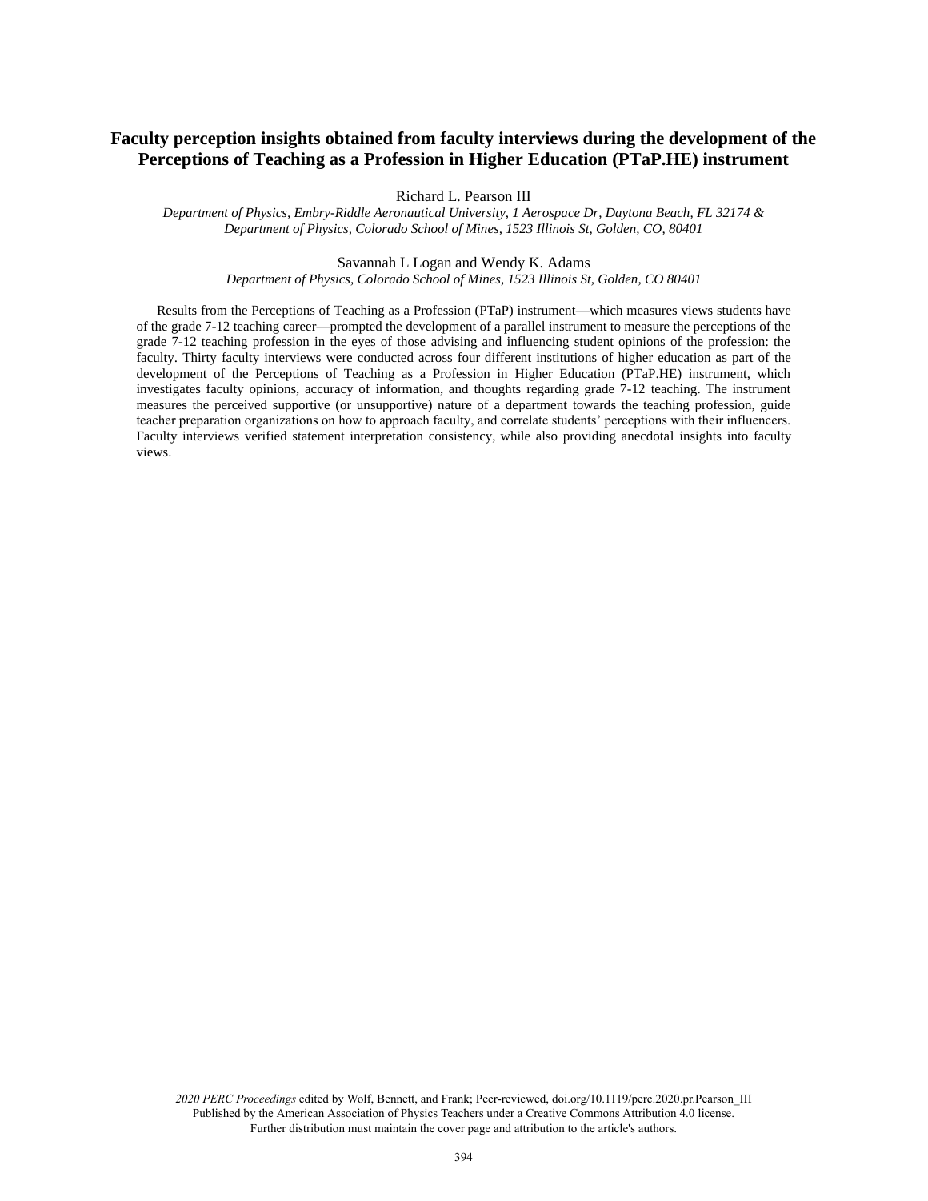# Faculty perception insights obtained from faculty interviews during the development of the Perceptions of Teaching as a Profession in Higher Education (PTaP.HE) instrument

Richard L. Pearson III

*Department of Physics, Embry-Riddle Aeronautical University, 1 Aerospace Dr, Daytona Beach, FL 32174 & Department of Physics, Colorado School of Mines, 1523 Illinois St, Golden, CO, 80401*

Savannah L Logan and Wendy K. Adams

*Department of Physics, Colorado School of Mines, 1523 Illinois St, Golden, CO 80401*

Results from the Perceptions of Teaching as a Profession (PTaP) instrument—which measures views students have of the grade 7-12 teaching career—prompted the development of a parallel instrument to measure the perceptions of the grade 7-12 teaching profession in the eyes of those advising and influencing student opinions of the profession: the faculty. Thirty faculty interviews were conducted across four different institutions of higher education as part of the development of the Perceptions of Teaching as a Profession in Higher Education (PTaP.HE) instrument, which investigates faculty opinions, accuracy of information, and thoughts regarding grade 7-12 teaching. The instrument measures the perceived supportive (or unsupportive) nature of a department towards the teaching profession, guide teacher preparation organizations on how to approach faculty, and correlate students' perceptions with their influencers. Faculty interviews verified statement interpretation consistency, while also providing anecdotal insights into faculty views.

*2020 PERC Proceedings* edited by Wolf, Bennett, and Frank; Peer-reviewed, doi.org/10.1119/perc.2020.pr.Pearson_III
Published by the American Association of Physics Teachers under a Creative Commons Attribution 4.0 license.
Further distribution must maintain the cover page and attribution to the article's authors.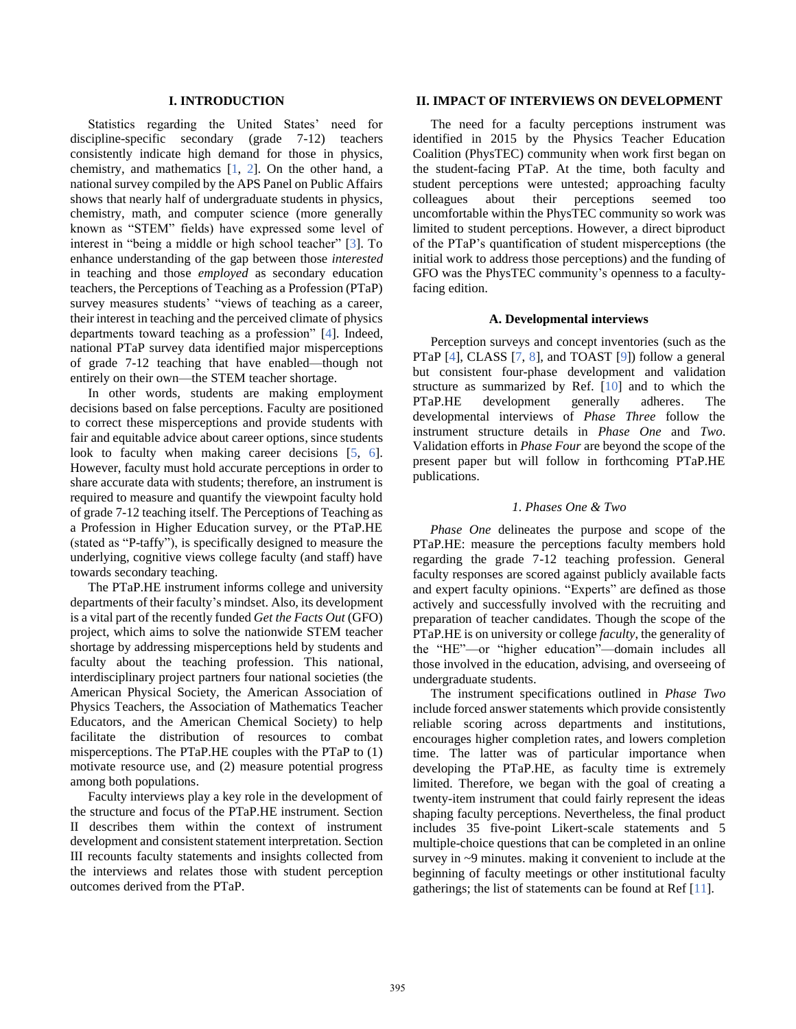## I. INTRODUCTION

Statistics regarding the United States' need for discipline-specific secondary (grade 7-12) teachers consistently indicate high demand for those in physics, chemistry, and mathematics [1, 2]. On the other hand, a national survey compiled by the APS Panel on Public Affairs shows that nearly half of undergraduate students in physics, chemistry, math, and computer science (more generally known as "STEM" fields) have expressed some level of interest in "being a middle or high school teacher" [3]. To enhance understanding of the gap between those *interested* in teaching and those *employed* as secondary education teachers, the Perceptions of Teaching as a Profession (PTaP) survey measures students' "views of teaching as a career, their interest in teaching and the perceived climate of physics departments toward teaching as a profession" [4]. Indeed, national PTaP survey data identified major misperceptions of grade 7-12 teaching that have enabled—though not entirely on their own—the STEM teacher shortage.

In other words, students are making employment decisions based on false perceptions. Faculty are positioned to correct these misperceptions and provide students with fair and equitable advice about career options, since students look to faculty when making career decisions [5, 6]. However, faculty must hold accurate perceptions in order to share accurate data with students; therefore, an instrument is required to measure and quantify the viewpoint faculty hold of grade 7-12 teaching itself. The Perceptions of Teaching as a Profession in Higher Education survey, or the PTaP.HE (stated as "P-taffy"), is specifically designed to measure the underlying, cognitive views college faculty (and staff) have towards secondary teaching.

The PTaP.HE instrument informs college and university departments of their faculty's mindset. Also, its development is a vital part of the recently funded *Get the Facts Out* (GFO) project, which aims to solve the nationwide STEM teacher shortage by addressing misperceptions held by students and faculty about the teaching profession. This national, interdisciplinary project partners four national societies (the American Physical Society, the American Association of Physics Teachers, the Association of Mathematics Teacher Educators, and the American Chemical Society) to help facilitate the distribution of resources to combat misperceptions. The PTaP.HE couples with the PTaP to (1) motivate resource use, and (2) measure potential progress among both populations.

Faculty interviews play a key role in the development of the structure and focus of the PTaP.HE instrument. Section II describes them within the context of instrument development and consistent statement interpretation. Section III recounts faculty statements and insights collected from the interviews and relates those with student perception outcomes derived from the PTaP.

## II. IMPACT OF INTERVIEWS ON DEVELOPMENT

The need for a faculty perceptions instrument was identified in 2015 by the Physics Teacher Education Coalition (PhysTEC) community when work first began on the student-facing PTaP. At the time, both faculty and student perceptions were untested; approaching faculty colleagues about their perceptions seemed too uncomfortable within the PhysTEC community so work was limited to student perceptions. However, a direct biproduct of the PTaP's quantification of student misperceptions (the initial work to address those perceptions) and the funding of GFO was the PhysTEC community's openness to a faculty-facing edition.

### A. Developmental interviews

Perception surveys and concept inventories (such as the PTaP [4], CLASS [7, 8], and TOAST [9]) follow a general but consistent four-phase development and validation structure as summarized by Ref. [10] and to which the PTaP.HE development generally adheres. The developmental interviews of *Phase Three* follow the instrument structure details in *Phase One* and *Two*. Validation efforts in *Phase Four* are beyond the scope of the present paper but will follow in forthcoming PTaP.HE publications.

#### *1. Phases One & Two*

*Phase One* delineates the purpose and scope of the PTaP.HE: measure the perceptions faculty members hold regarding the grade 7-12 teaching profession. General faculty responses are scored against publicly available facts and expert faculty opinions. "Experts" are defined as those actively and successfully involved with the recruiting and preparation of teacher candidates. Though the scope of the PTaP.HE is on university or college *faculty*, the generality of the "HE"—or "higher education"—domain includes all those involved in the education, advising, and overseeing of undergraduate students.

The instrument specifications outlined in *Phase Two* include forced answer statements which provide consistently reliable scoring across departments and institutions, encourages higher completion rates, and lowers completion time. The latter was of particular importance when developing the PTaP.HE, as faculty time is extremely limited. Therefore, we began with the goal of creating a twenty-item instrument that could fairly represent the ideas shaping faculty perceptions. Nevertheless, the final product includes 35 five-point Likert-scale statements and 5 multiple-choice questions that can be completed in an online survey in ~9 minutes. making it convenient to include at the beginning of faculty meetings or other institutional faculty gatherings; the list of statements can be found at Ref [11].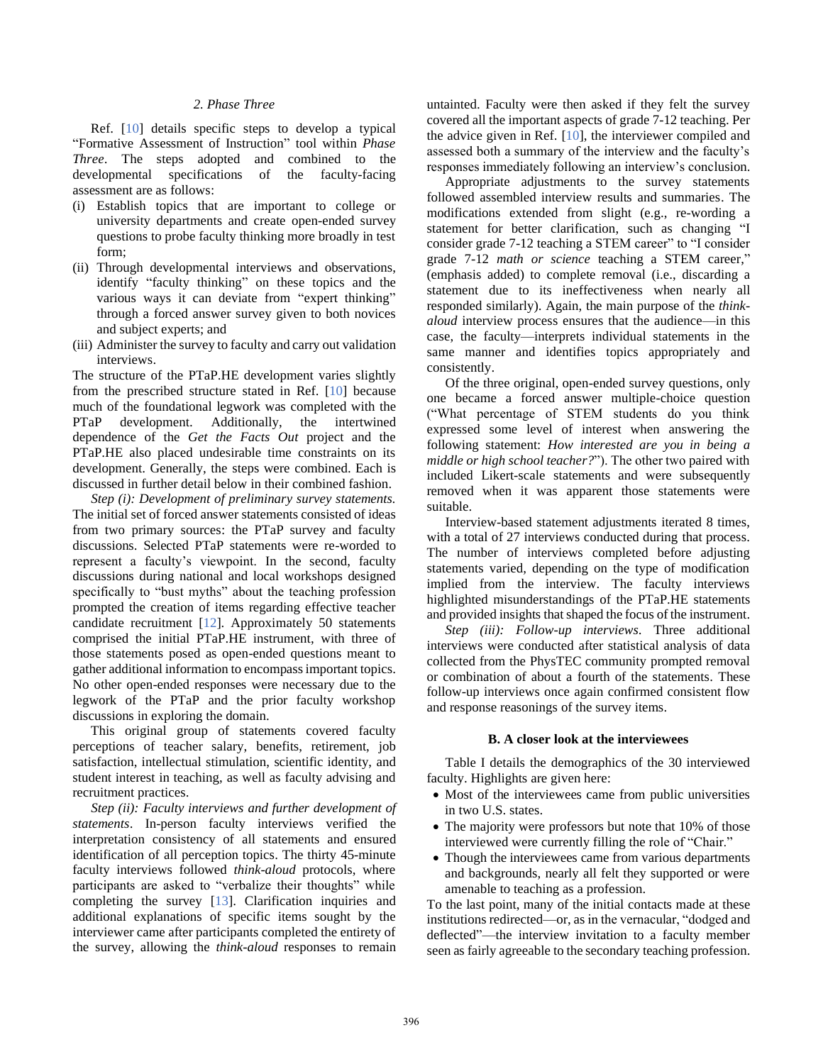### 2. Phase Three

Ref. [10] details specific steps to develop a typical "Formative Assessment of Instruction" tool within *Phase Three*. The steps adopted and combined to the developmental specifications of the faculty-facing assessment are as follows:

(i) Establish topics that are important to college or university departments and create open-ended survey questions to probe faculty thinking more broadly in test form;
(ii) Through developmental interviews and observations, identify "faculty thinking" on these topics and the various ways it can deviate from "expert thinking" through a forced answer survey given to both novices and subject experts; and
(iii) Administer the survey to faculty and carry out validation interviews.

The structure of the PTaP.HE development varies slightly from the prescribed structure stated in Ref. [10] because much of the foundational legwork was completed with the PTaP development. Additionally, the intertwined dependence of the *Get the Facts Out* project and the PTaP.HE also placed undesirable time constraints on its development. Generally, the steps were combined. Each is discussed in further detail below in their combined fashion.

*Step (i): Development of preliminary survey statements.* The initial set of forced answer statements consisted of ideas from two primary sources: the PTaP survey and faculty discussions. Selected PTaP statements were re-worded to represent a faculty's viewpoint. In the second, faculty discussions during national and local workshops designed specifically to "bust myths" about the teaching profession prompted the creation of items regarding effective teacher candidate recruitment [12]. Approximately 50 statements comprised the initial PTaP.HE instrument, with three of those statements posed as open-ended questions meant to gather additional information to encompass important topics. No other open-ended responses were necessary due to the legwork of the PTaP and the prior faculty workshop discussions in exploring the domain.

This original group of statements covered faculty perceptions of teacher salary, benefits, retirement, job satisfaction, intellectual stimulation, scientific identity, and student interest in teaching, as well as faculty advising and recruitment practices.

*Step (ii): Faculty interviews and further development of statements*. In-person faculty interviews verified the interpretation consistency of all statements and ensured identification of all perception topics. The thirty 45-minute faculty interviews followed *think-aloud* protocols, where participants are asked to "verbalize their thoughts" while completing the survey [13]. Clarification inquiries and additional explanations of specific items sought by the interviewer came after participants completed the entirety of the survey, allowing the *think-aloud* responses to remain untainted. Faculty were then asked if they felt the survey covered all the important aspects of grade 7-12 teaching. Per the advice given in Ref. [10], the interviewer compiled and assessed both a summary of the interview and the faculty's responses immediately following an interview's conclusion.

Appropriate adjustments to the survey statements followed assembled interview results and summaries. The modifications extended from slight (e.g., re-wording a statement for better clarification, such as changing "I consider grade 7-12 teaching a STEM career" to "I consider grade 7-12 *math or science* teaching a STEM career," (emphasis added) to complete removal (i.e., discarding a statement due to its ineffectiveness when nearly all responded similarly). Again, the main purpose of the *think-aloud* interview process ensures that the audience—in this case, the faculty—interprets individual statements in the same manner and identifies topics appropriately and consistently.

Of the three original, open-ended survey questions, only one became a forced answer multiple-choice question ("What percentage of STEM students do you think expressed some level of interest when answering the following statement: *How interested are you in being a middle or high school teacher?*"). The other two paired with included Likert-scale statements and were subsequently removed when it was apparent those statements were suitable.

Interview-based statement adjustments iterated 8 times, with a total of 27 interviews conducted during that process. The number of interviews completed before adjusting statements varied, depending on the type of modification implied from the interview. The faculty interviews highlighted misunderstandings of the PTaP.HE statements and provided insights that shaped the focus of the instrument.

*Step (iii): Follow-up interviews*. Three additional interviews were conducted after statistical analysis of data collected from the PhysTEC community prompted removal or combination of about a fourth of the statements. These follow-up interviews once again confirmed consistent flow and response reasonings of the survey items.

### B. A closer look at the interviewees

Table I details the demographics of the 30 interviewed faculty. Highlights are given here:

- Most of the interviewees came from public universities in two U.S. states.
- The majority were professors but note that 10% of those interviewed were currently filling the role of "Chair."
- Though the interviewees came from various departments and backgrounds, nearly all felt they supported or were amenable to teaching as a profession.

To the last point, many of the initial contacts made at these institutions redirected—or, as in the vernacular, "dodged and deflected"—the interview invitation to a faculty member seen as fairly agreeable to the secondary teaching profession.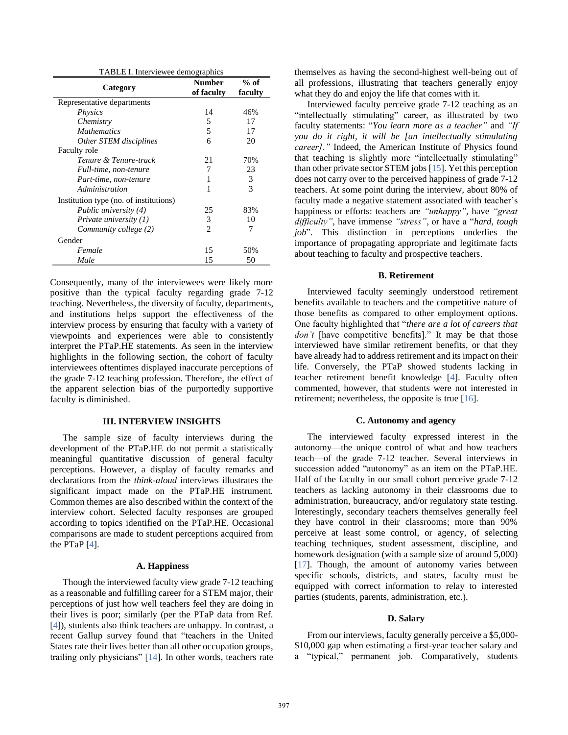TABLE I. Interviewee demographics

| Category | Number of faculty | % of faculty |
|---|---|---|
| Representative departments | | |
| *Physics* | 14 | 46% |
| *Chemistry* | 5 | 17 |
| *Mathematics* | 5 | 17 |
| *Other STEM disciplines* | 6 | 20 |
| Faculty role | | |
| *Tenure & Tenure-track* | 21 | 70% |
| *Full-time, non-tenure* | 7 | 23 |
| *Part-time, non-tenure* | 1 | 3 |
| *Administration* | 1 | 3 |
| Institution type (no. of institutions) | | |
| *Public university (4)* | 25 | 83% |
| *Private university (1)* | 3 | 10 |
| *Community college (2)* | 2 | 7 |
| Gender | | |
| *Female* | 15 | 50% |
| *Male* | 15 | 50 |

Consequently, many of the interviewees were likely more positive than the typical faculty regarding grade 7-12 teaching. Nevertheless, the diversity of faculty, departments, and institutions helps support the effectiveness of the interview process by ensuring that faculty with a variety of viewpoints and experiences were able to consistently interpret the PTaP.HE statements. As seen in the interview highlights in the following section, the cohort of faculty interviewees oftentimes displayed inaccurate perceptions of the grade 7-12 teaching profession. Therefore, the effect of the apparent selection bias of the purportedly supportive faculty is diminished.

## III. INTERVIEW INSIGHTS

The sample size of faculty interviews during the development of the PTaP.HE do not permit a statistically meaningful quantitative discussion of general faculty perceptions. However, a display of faculty remarks and declarations from the *think-aloud* interviews illustrates the significant impact made on the PTaP.HE instrument. Common themes are also described within the context of the interview cohort. Selected faculty responses are grouped according to topics identified on the PTaP.HE. Occasional comparisons are made to student perceptions acquired from the PTaP [4].

### A. Happiness

Though the interviewed faculty view grade 7-12 teaching as a reasonable and fulfilling career for a STEM major, their perceptions of just how well teachers feel they are doing in their lives is poor; similarly (per the PTaP data from Ref. [4]), students also think teachers are unhappy. In contrast, a recent Gallup survey found that "teachers in the United States rate their lives better than all other occupation groups, trailing only physicians" [14]. In other words, teachers rate themselves as having the second-highest well-being out of all professions, illustrating that teachers generally enjoy what they do and enjoy the life that comes with it.

Interviewed faculty perceive grade 7-12 teaching as an "intellectually stimulating" career, as illustrated by two faculty statements: "*You learn more as a teacher"* and *"If you do it right, it will be [an intellectually stimulating career]."* Indeed, the American Institute of Physics found that teaching is slightly more "intellectually stimulating" than other private sector STEM jobs [15]. Yet this perception does not carry over to the perceived happiness of grade 7-12 teachers. At some point during the interview, about 80% of faculty made a negative statement associated with teacher's happiness or efforts: teachers are *"unhappy"*, have *"great difficulty"*, have immense *"stress"*, or have a "*hard, tough job*". This distinction in perceptions underlies the importance of propagating appropriate and legitimate facts about teaching to faculty and prospective teachers.

### B. Retirement

Interviewed faculty seemingly understood retirement benefits available to teachers and the competitive nature of those benefits as compared to other employment options. One faculty highlighted that "*there are a lot of careers that don't* [have competitive benefits]." It may be that those interviewed have similar retirement benefits, or that they have already had to address retirement and its impact on their life. Conversely, the PTaP showed students lacking in teacher retirement benefit knowledge [4]. Faculty often commented, however, that students were not interested in retirement; nevertheless, the opposite is true [16].

### C. Autonomy and agency

The interviewed faculty expressed interest in the autonomy—the unique control of what and how teachers teach—of the grade 7-12 teacher. Several interviews in succession added "autonomy" as an item on the PTaP.HE. Half of the faculty in our small cohort perceive grade 7-12 teachers as lacking autonomy in their classrooms due to administration, bureaucracy, and/or regulatory state testing. Interestingly, secondary teachers themselves generally feel they have control in their classrooms; more than 90% perceive at least some control, or agency, of selecting teaching techniques, student assessment, discipline, and homework designation (with a sample size of around 5,000) [17]. Though, the amount of autonomy varies between specific schools, districts, and states, faculty must be equipped with correct information to relay to interested parties (students, parents, administration, etc.).

### D. Salary

From our interviews, faculty generally perceive a $5,000-$10,000 gap when estimating a first-year teacher salary and a "typical," permanent job. Comparatively, students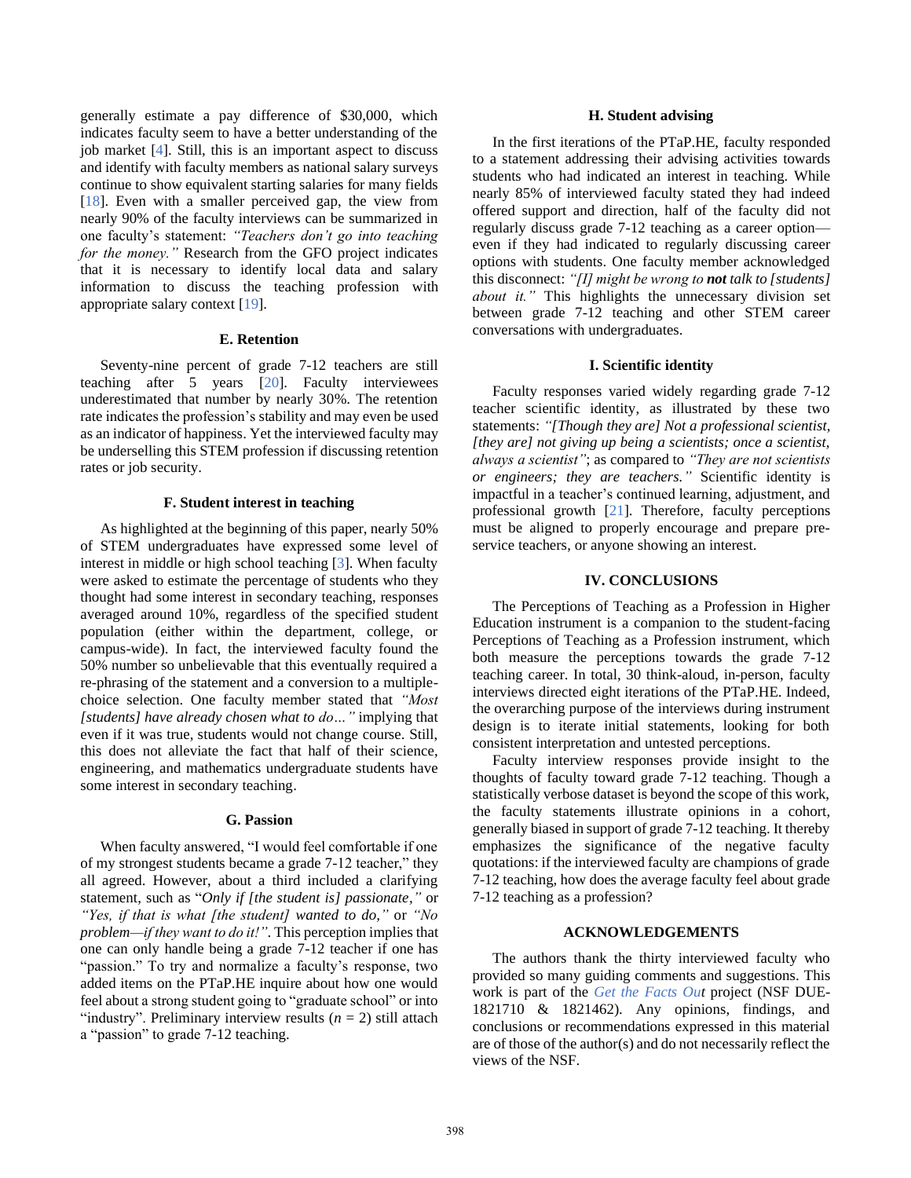generally estimate a pay difference of $30,000, which indicates faculty seem to have a better understanding of the job market [4]. Still, this is an important aspect to discuss and identify with faculty members as national salary surveys continue to show equivalent starting salaries for many fields [18]. Even with a smaller perceived gap, the view from nearly 90% of the faculty interviews can be summarized in one faculty's statement: *"Teachers don't go into teaching for the money."* Research from the GFO project indicates that it is necessary to identify local data and salary information to discuss the teaching profession with appropriate salary context [19].

### E. Retention

Seventy-nine percent of grade 7-12 teachers are still teaching after 5 years [20]. Faculty interviewees underestimated that number by nearly 30%. The retention rate indicates the profession's stability and may even be used as an indicator of happiness. Yet the interviewed faculty may be underselling this STEM profession if discussing retention rates or job security.

### F. Student interest in teaching

As highlighted at the beginning of this paper, nearly 50% of STEM undergraduates have expressed some level of interest in middle or high school teaching [3]. When faculty were asked to estimate the percentage of students who they thought had some interest in secondary teaching, responses averaged around 10%, regardless of the specified student population (either within the department, college, or campus-wide). In fact, the interviewed faculty found the 50% number so unbelievable that this eventually required a re-phrasing of the statement and a conversion to a multiple-choice selection. One faculty member stated that *"Most [students] have already chosen what to do…"* implying that even if it was true, students would not change course. Still, this does not alleviate the fact that half of their science, engineering, and mathematics undergraduate students have some interest in secondary teaching.

### G. Passion

When faculty answered, "I would feel comfortable if one of my strongest students became a grade 7-12 teacher," they all agreed. However, about a third included a clarifying statement, such as "*Only if [the student is] passionate,"* or *"Yes, if that is what [the student] wanted to do,"* or *"No problem—if they want to do it!"*. This perception implies that one can only handle being a grade 7-12 teacher if one has "passion." To try and normalize a faculty's response, two added items on the PTaP.HE inquire about how one would feel about a strong student going to "graduate school" or into "industry". Preliminary interview results ($n$ = 2) still attach a "passion" to grade 7-12 teaching.

### H. Student advising

In the first iterations of the PTaP.HE, faculty responded to a statement addressing their advising activities towards students who had indicated an interest in teaching. While nearly 85% of interviewed faculty stated they had indeed offered support and direction, half of the faculty did not regularly discuss grade 7-12 teaching as a career option—even if they had indicated to regularly discussing career options with students. One faculty member acknowledged this disconnect: *"[I] might be wrong to **not** talk to [students] about it."* This highlights the unnecessary division set between grade 7-12 teaching and other STEM career conversations with undergraduates.

### I. Scientific identity

Faculty responses varied widely regarding grade 7-12 teacher scientific identity, as illustrated by these two statements: *"[Though they are] Not a professional scientist, [they are] not giving up being a scientists; once a scientist, always a scientist"*; as compared to *"They are not scientists or engineers; they are teachers."* Scientific identity is impactful in a teacher's continued learning, adjustment, and professional growth [21]. Therefore, faculty perceptions must be aligned to properly encourage and prepare pre-service teachers, or anyone showing an interest.

## IV. CONCLUSIONS

The Perceptions of Teaching as a Profession in Higher Education instrument is a companion to the student-facing Perceptions of Teaching as a Profession instrument, which both measure the perceptions towards the grade 7-12 teaching career. In total, 30 think-aloud, in-person, faculty interviews directed eight iterations of the PTaP.HE. Indeed, the overarching purpose of the interviews during instrument design is to iterate initial statements, looking for both consistent interpretation and untested perceptions.

Faculty interview responses provide insight to the thoughts of faculty toward grade 7-12 teaching. Though a statistically verbose dataset is beyond the scope of this work, the faculty statements illustrate opinions in a cohort, generally biased in support of grade 7-12 teaching. It thereby emphasizes the significance of the negative faculty quotations: if the interviewed faculty are champions of grade 7-12 teaching, how does the average faculty feel about grade 7-12 teaching as a profession?

## ACKNOWLEDGEMENTS

The authors thank the thirty interviewed faculty who provided so many guiding comments and suggestions. This work is part of the *Get the Facts Out* project (NSF DUE-1821710 & 1821462). Any opinions, findings, and conclusions or recommendations expressed in this material are of those of the author(s) and do not necessarily reflect the views of the NSF.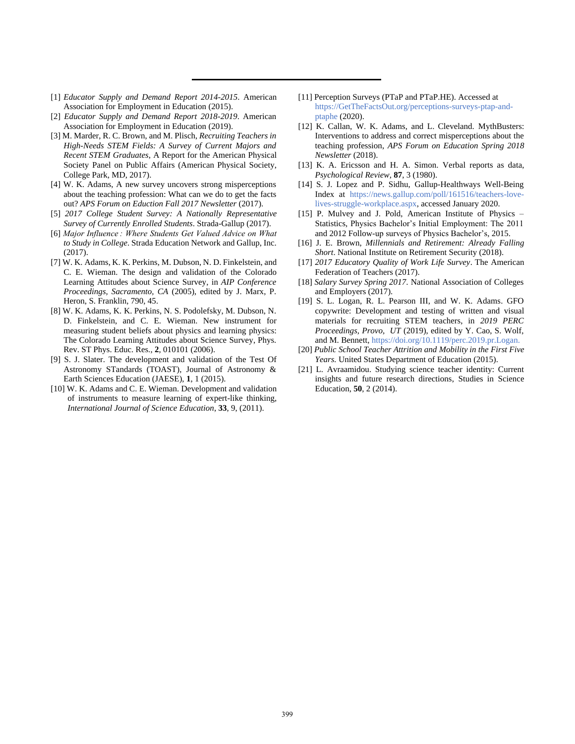[1] *Educator Supply and Demand Report 2014-2015*. American Association for Employment in Education (2015).

[2] *Educator Supply and Demand Report 2018-2019*. American Association for Employment in Education (2019).

[3] M. Marder, R. C. Brown, and M. Plisch, *Recruiting Teachers in High-Needs STEM Fields: A Survey of Current Majors and Recent STEM Graduates*, A Report for the American Physical Society Panel on Public Affairs (American Physical Society, College Park, MD, 2017).

[4] W. K. Adams, A new survey uncovers strong misperceptions about the teaching profession: What can we do to get the facts out? *APS Forum on Eduction Fall 2017 Newsletter* (2017).

[5] *2017 College Student Survey: A Nationally Representative Survey of Currently Enrolled Students*. Strada-Gallup (2017).

[6] *Major Influence : Where Students Get Valued Advice on What to Study in College*. Strada Education Network and Gallup, Inc. (2017).

[7] W. K. Adams, K. K. Perkins, M. Dubson, N. D. Finkelstein, and C. E. Wieman. The design and validation of the Colorado Learning Attitudes about Science Survey, in *AIP Conference Proceedings, Sacramento, CA* (2005), edited by J. Marx, P. Heron, S. Franklin, 790, 45.

[8] W. K. Adams, K. K. Perkins, N. S. Podolefsky, M. Dubson, N. D. Finkelstein, and C. E. Wieman. New instrument for measuring student beliefs about physics and learning physics: The Colorado Learning Attitudes about Science Survey, Phys. Rev. ST Phys. Educ. Res., **2**, 010101 (2006).

[9] S. J. Slater. The development and validation of the Test Of Astronomy STandards (TOAST), Journal of Astronomy & Earth Sciences Education (JAESE), **1**, 1 (2015).

[10] W. K. Adams and C. E. Wieman. Development and validation of instruments to measure learning of expert-like thinking, *International Journal of Science Education*, **33**, 9, (2011).

[11] Perception Surveys (PTaP and PTaP.HE). Accessed at https://GetTheFactsOut.org/perceptions-surveys-ptap-and-ptaphe (2020).

[12] K. Callan, W. K. Adams, and L. Cleveland. MythBusters: Interventions to address and correct misperceptions about the teaching profession, *APS Forum on Education Spring 2018 Newsletter* (2018).

[13] K. A. Ericsson and H. A. Simon. Verbal reports as data, *Psychological Review*, **87**, 3 (1980).

[14] S. J. Lopez and P. Sidhu, Gallup-Healthways Well-Being Index at https://news.gallup.com/poll/161516/teachers-love-lives-struggle-workplace.aspx, accessed January 2020.

[15] P. Mulvey and J. Pold, American Institute of Physics – Statistics, Physics Bachelor's Initial Employment: The 2011 and 2012 Follow-up surveys of Physics Bachelor's, 2015.

[16] J. E. Brown, *Millennials and Retirement: Already Falling Short*. National Institute on Retirement Security (2018).

[17] *2017 Educatory Quality of Work Life Survey*. The American Federation of Teachers (2017).

[18] *Salary Survey Spring 2017*. National Association of Colleges and Employers (2017).

[19] S. L. Logan, R. L. Pearson III, and W. K. Adams. GFO copywrite: Development and testing of written and visual materials for recruiting STEM teachers, in *2019 PERC Proceedings, Provo, UT* (2019), edited by Y. Cao, S. Wolf, and M. Bennett, https://doi.org/10.1119/perc.2019.pr.Logan.

[20] *Public School Teacher Attrition and Mobility in the First Five Years.* United States Department of Education (2015).

[21] L. Avraamidou. Studying science teacher identity: Current insights and future research directions, Studies in Science Education, **50**, 2 (2014).